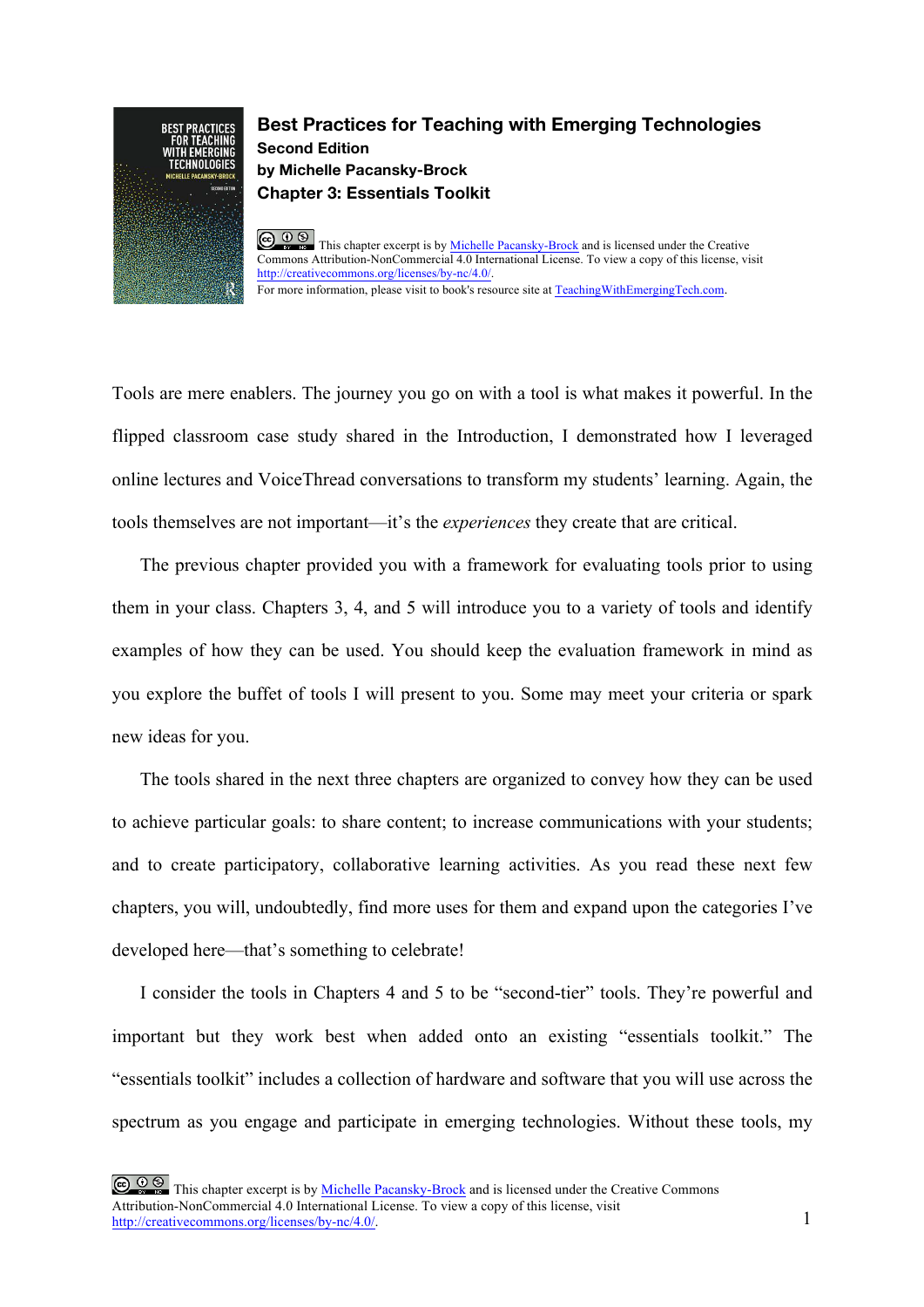# Best Practices for Teaching with Emerging Technologies

**Second Edition**

**by Michelle Pacansky-Brock**

**Chapter 3: Essentials Toolkit**

This chapter excerpt is by [Michelle Pacansky-Brock](#) and is licensed under the Creative Commons Attribution-NonCommercial 4.0 International License. To view a copy of this license, visit [http://creativecommons.org/licenses/by-nc/4.0/](http://creativecommons.org/licenses/by-nc/4.0/).

For more information, please visit to book's resource site at [TeachingWithEmergingTech.com](http://TeachingWithEmergingTech.com).

Tools are mere enablers. The journey you go on with a tool is what makes it powerful. In the flipped classroom case study shared in the Introduction, I demonstrated how I leveraged online lectures and VoiceThread conversations to transform my students' learning. Again, the tools themselves are not important—it's the *experiences* they create that are critical.

The previous chapter provided you with a framework for evaluating tools prior to using them in your class. Chapters 3, 4, and 5 will introduce you to a variety of tools and identify examples of how they can be used. You should keep the evaluation framework in mind as you explore the buffet of tools I will present to you. Some may meet your criteria or spark new ideas for you.

The tools shared in the next three chapters are organized to convey how they can be used to achieve particular goals: to share content; to increase communications with your students; and to create participatory, collaborative learning activities. As you read these next few chapters, you will, undoubtedly, find more uses for them and expand upon the categories I've developed here—that's something to celebrate!

I consider the tools in Chapters 4 and 5 to be "second-tier" tools. They're powerful and important but they work best when added onto an existing "essentials toolkit." The "essentials toolkit" includes a collection of hardware and software that you will use across the spectrum as you engage and participate in emerging technologies. Without these tools, my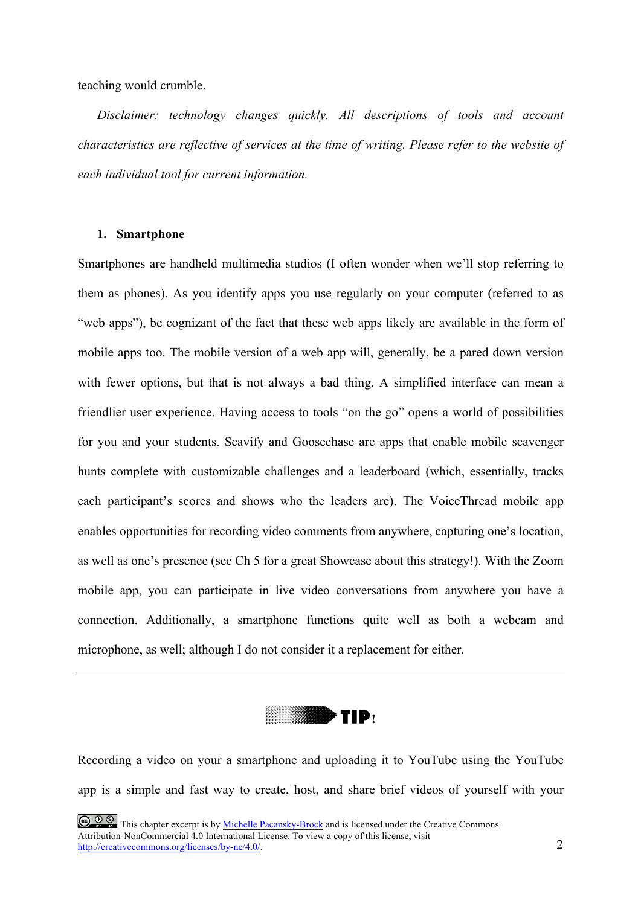teaching would crumble.

*Disclaimer: technology changes quickly. All descriptions of tools and account characteristics are reflective of services at the time of writing. Please refer to the website of each individual tool for current information.*

## 1. Smartphone

Smartphones are handheld multimedia studios (I often wonder when we'll stop referring to them as phones). As you identify apps you use regularly on your computer (referred to as "web apps"), be cognizant of the fact that these web apps likely are available in the form of mobile apps too. The mobile version of a web app will, generally, be a pared down version with fewer options, but that is not always a bad thing. A simplified interface can mean a friendlier user experience. Having access to tools "on the go" opens a world of possibilities for you and your students. Scavify and Goosechase are apps that enable mobile scavenger hunts complete with customizable challenges and a leaderboard (which, essentially, tracks each participant's scores and shows who the leaders are). The VoiceThread mobile app enables opportunities for recording video comments from anywhere, capturing one's location, as well as one's presence (see Ch 5 for a great Showcase about this strategy!). With the Zoom mobile app, you can participate in live video conversations from anywhere you have a connection. Additionally, a smartphone functions quite well as both a webcam and microphone, as well; although I do not consider it a replacement for either.

---

**TIP!**

Recording a video on your a smartphone and uploading it to YouTube using the YouTube app is a simple and fast way to create, host, and share brief videos of yourself with your

This chapter excerpt is by [Michelle Pacansky-Brock]() and is licensed under the Creative Commons Attribution-NonCommercial 4.0 International License. To view a copy of this license, visit [http://creativecommons.org/licenses/by-nc/4.0/](http://creativecommons.org/licenses/by-nc/4.0/).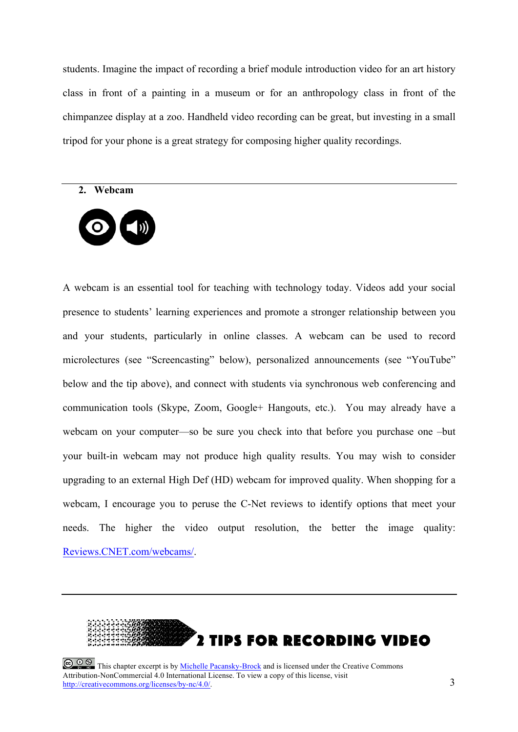students. Imagine the impact of recording a brief module introduction video for an art history class in front of a painting in a museum or for an anthropology class in front of the chimpanzee display at a zoo. Handheld video recording can be great, but investing in a small tripod for your phone is a great strategy for composing higher quality recordings.

---

## 2. Webcam

A webcam is an essential tool for teaching with technology today. Videos add your social presence to students' learning experiences and promote a stronger relationship between you and your students, particularly in online classes. A webcam can be used to record microlectures (see "Screencasting" below), personalized announcements (see "YouTube" below and the tip above), and connect with students via synchronous web conferencing and communication tools (Skype, Zoom, Google+ Hangouts, etc.). You may already have a webcam on your computer—so be sure you check into that before you purchase one –but your built-in webcam may not produce high quality results. You may wish to consider upgrading to an external High Def (HD) webcam for improved quality. When shopping for a webcam, I encourage you to peruse the C-Net reviews to identify options that meet your needs. The higher the video output resolution, the better the image quality: [Reviews.CNET.com/webcams/](Reviews.CNET.com/webcams/).

---

**2 TIPS FOR RECORDING VIDEO**

This chapter excerpt is by [Michelle Pacansky-Brock](Michelle Pacansky-Brock) and is licensed under the Creative Commons Attribution-NonCommercial 4.0 International License. To view a copy of this license, visit [http://creativecommons.org/licenses/by-nc/4.0/](http://creativecommons.org/licenses/by-nc/4.0/).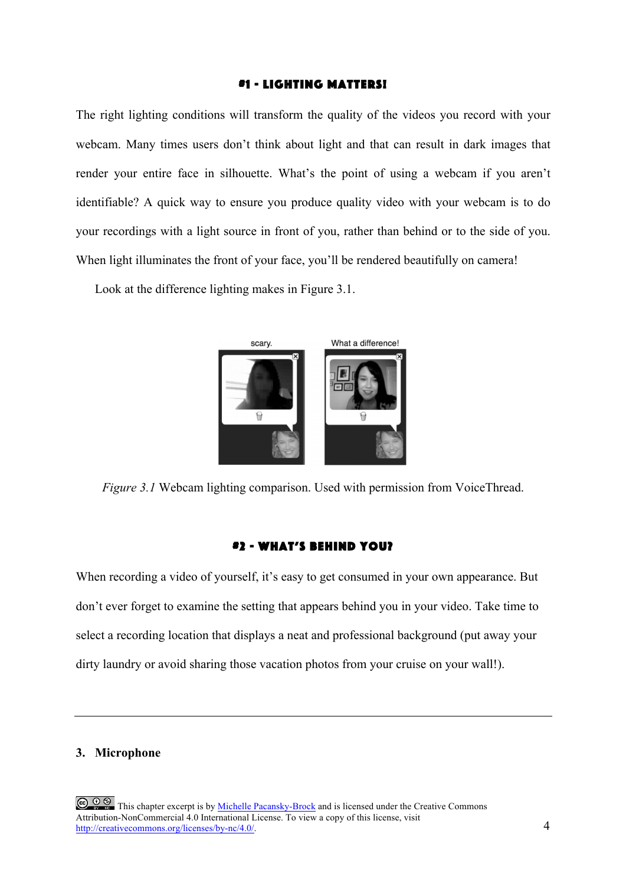### #1 - LIGHTING MATTERS!

The right lighting conditions will transform the quality of the videos you record with your webcam. Many times users don't think about light and that can result in dark images that render your entire face in silhouette. What's the point of using a webcam if you aren't identifiable? A quick way to ensure you produce quality video with your webcam is to do your recordings with a light source in front of you, rather than behind or to the side of you. When light illuminates the front of your face, you'll be rendered beautifully on camera!

Look at the difference lighting makes in Figure 3.1.

*Figure 3.1* Webcam lighting comparison. Used with permission from VoiceThread.

### #2 - WHAT'S BEHIND YOU?

When recording a video of yourself, it's easy to get consumed in your own appearance. But don't ever forget to examine the setting that appears behind you in your video. Take time to select a recording location that displays a neat and professional background (put away your dirty laundry or avoid sharing those vacation photos from your cruise on your wall!).

---

## 3. Microphone

This chapter excerpt is by [Michelle Pacansky-Brock]() and is licensed under the Creative Commons Attribution-NonCommercial 4.0 International License. To view a copy of this license, visit [http://creativecommons.org/licenses/by-nc/4.0/](http://creativecommons.org/licenses/by-nc/4.0/).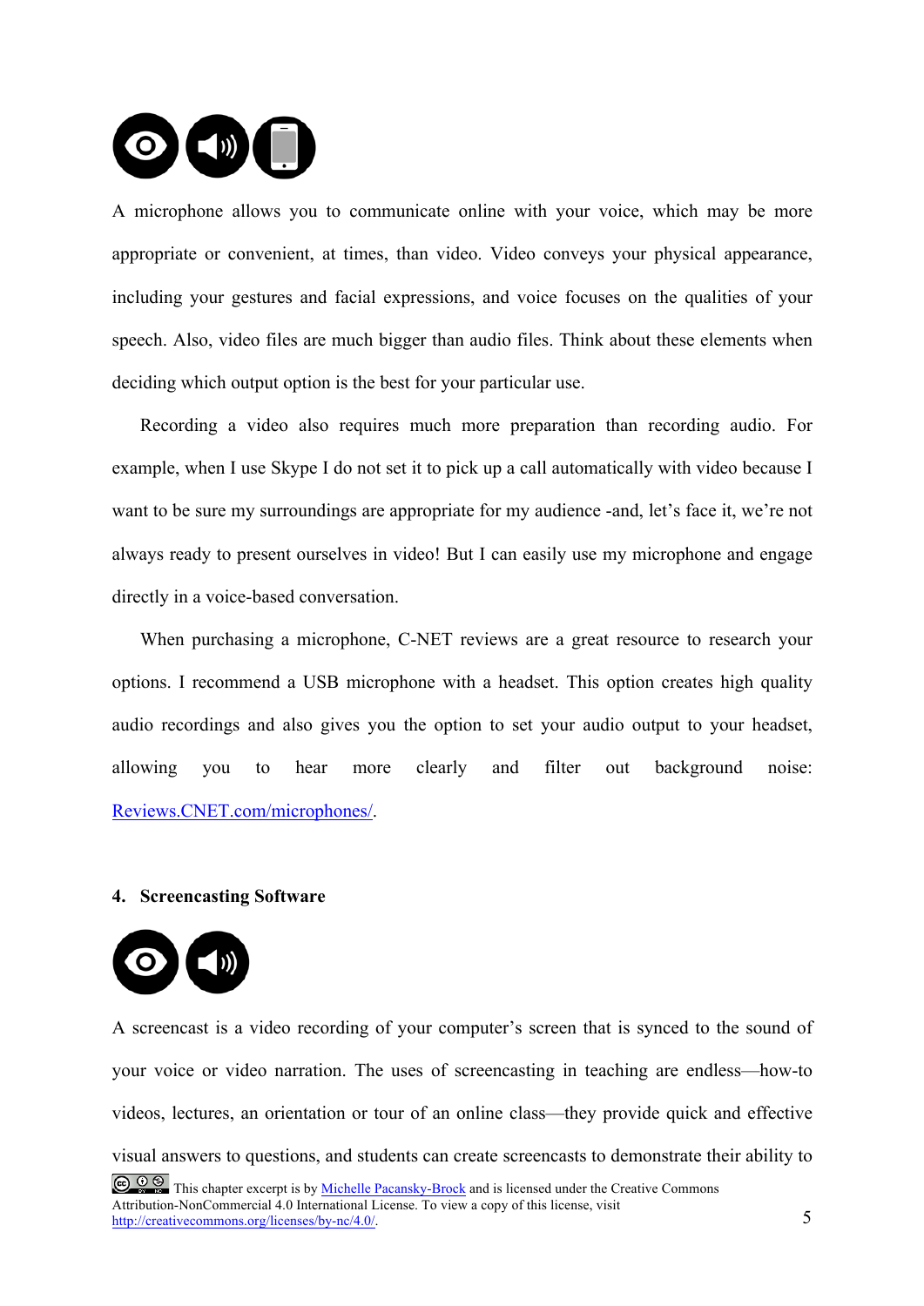A microphone allows you to communicate online with your voice, which may be more appropriate or convenient, at times, than video. Video conveys your physical appearance, including your gestures and facial expressions, and voice focuses on the qualities of your speech. Also, video files are much bigger than audio files. Think about these elements when deciding which output option is the best for your particular use.

Recording a video also requires much more preparation than recording audio. For example, when I use Skype I do not set it to pick up a call automatically with video because I want to be sure my surroundings are appropriate for my audience -and, let's face it, we're not always ready to present ourselves in video! But I can easily use my microphone and engage directly in a voice-based conversation.

When purchasing a microphone, C-NET reviews are a great resource to research your options. I recommend a USB microphone with a headset. This option creates high quality audio recordings and also gives you the option to set your audio output to your headset, allowing you to hear more clearly and filter out background noise: [Reviews.CNET.com/microphones/](Reviews.CNET.com/microphones/).

#### 4. Screencasting Software

A screencast is a video recording of your computer's screen that is synced to the sound of your voice or video narration. The uses of screencasting in teaching are endless—how-to videos, lectures, an orientation or tour of an online class—they provide quick and effective visual answers to questions, and students can create screencasts to demonstrate their ability to

This chapter excerpt is by Michelle Pacansky-Brock and is licensed under the Creative Commons Attribution-NonCommercial 4.0 International License. To view a copy of this license, visit http://creativecommons.org/licenses/by-nc/4.0/.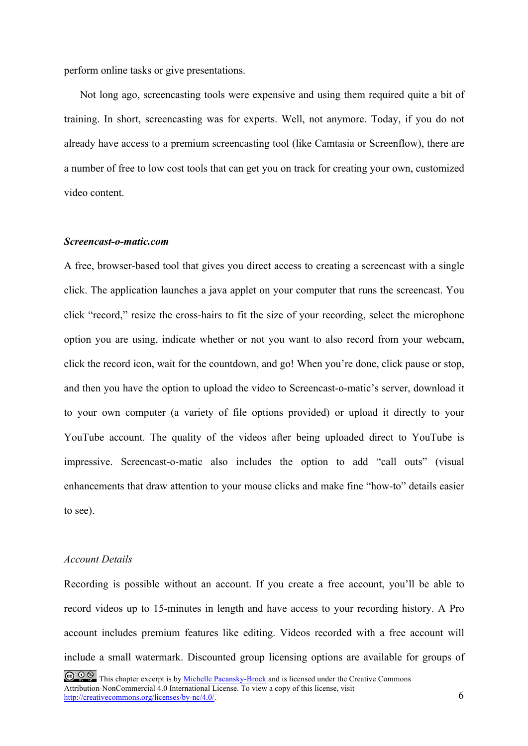perform online tasks or give presentations.

Not long ago, screencasting tools were expensive and using them required quite a bit of training. In short, screencasting was for experts. Well, not anymore. Today, if you do not already have access to a premium screencasting tool (like Camtasia or Screenflow), there are a number of free to low cost tools that can get you on track for creating your own, customized video content.

***Screencast-o-matic.com***

A free, browser-based tool that gives you direct access to creating a screencast with a single click. The application launches a java applet on your computer that runs the screencast. You click "record," resize the cross-hairs to fit the size of your recording, select the microphone option you are using, indicate whether or not you want to also record from your webcam, click the record icon, wait for the countdown, and go! When you're done, click pause or stop, and then you have the option to upload the video to Screencast-o-matic's server, download it to your own computer (a variety of file options provided) or upload it directly to your YouTube account. The quality of the videos after being uploaded direct to YouTube is impressive. Screencast-o-matic also includes the option to add "call outs" (visual enhancements that draw attention to your mouse clicks and make fine "how-to" details easier to see).

*Account Details*

Recording is possible without an account. If you create a free account, you'll be able to record videos up to 15-minutes in length and have access to your recording history. A Pro account includes premium features like editing. Videos recorded with a free account will include a small watermark. Discounted group licensing options are available for groups of

This chapter excerpt is by [Michelle Pacansky-Brock](#) and is licensed under the Creative Commons Attribution-NonCommercial 4.0 International License. To view a copy of this license, visit http://creativecommons.org/licenses/by-nc/4.0/.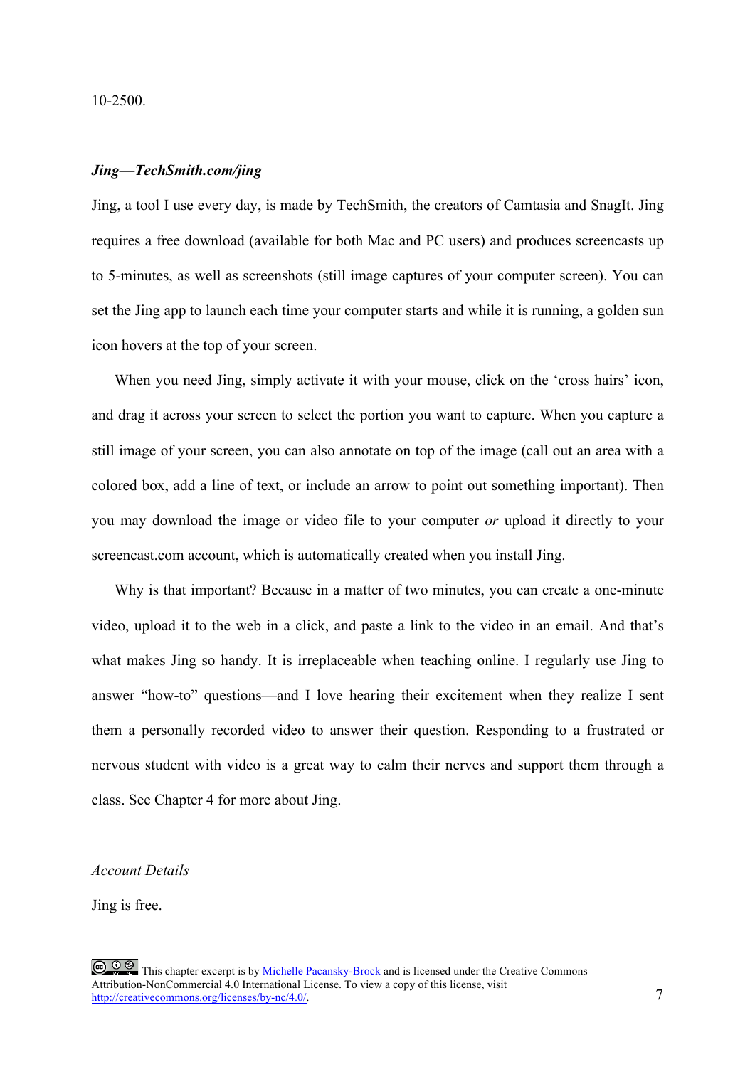10-2500.

### ***Jing—TechSmith.com/jing***

Jing, a tool I use every day, is made by TechSmith, the creators of Camtasia and SnagIt. Jing requires a free download (available for both Mac and PC users) and produces screencasts up to 5-minutes, as well as screenshots (still image captures of your computer screen). You can set the Jing app to launch each time your computer starts and while it is running, a golden sun icon hovers at the top of your screen.

When you need Jing, simply activate it with your mouse, click on the 'cross hairs' icon, and drag it across your screen to select the portion you want to capture. When you capture a still image of your screen, you can also annotate on top of the image (call out an area with a colored box, add a line of text, or include an arrow to point out something important). Then you may download the image or video file to your computer *or* upload it directly to your screencast.com account, which is automatically created when you install Jing.

Why is that important? Because in a matter of two minutes, you can create a one-minute video, upload it to the web in a click, and paste a link to the video in an email. And that's what makes Jing so handy. It is irreplaceable when teaching online. I regularly use Jing to answer "how-to" questions—and I love hearing their excitement when they realize I sent them a personally recorded video to answer their question. Responding to a frustrated or nervous student with video is a great way to calm their nerves and support them through a class. See Chapter 4 for more about Jing.

*Account Details*

Jing is free.

This chapter excerpt is by Michelle Pacansky-Brock and is licensed under the Creative Commons Attribution-NonCommercial 4.0 International License. To view a copy of this license, visit http://creativecommons.org/licenses/by-nc/4.0/.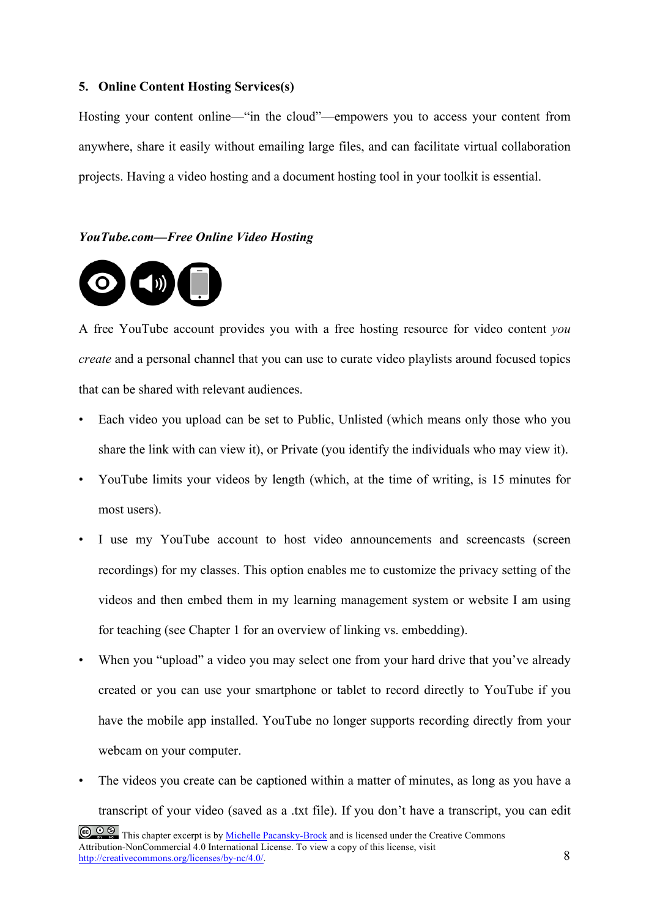**5. Online Content Hosting Services(s)**

Hosting your content online—"in the cloud"—empowers you to access your content from anywhere, share it easily without emailing large files, and can facilitate virtual collaboration projects. Having a video hosting and a document hosting tool in your toolkit is essential.

***YouTube.com—Free Online Video Hosting***

A free YouTube account provides you with a free hosting resource for video content *you create* and a personal channel that you can use to curate video playlists around focused topics that can be shared with relevant audiences.

- Each video you upload can be set to Public, Unlisted (which means only those who you share the link with can view it), or Private (you identify the individuals who may view it).
- YouTube limits your videos by length (which, at the time of writing, is 15 minutes for most users).
- I use my YouTube account to host video announcements and screencasts (screen recordings) for my classes. This option enables me to customize the privacy setting of the videos and then embed them in my learning management system or website I am using for teaching (see Chapter 1 for an overview of linking vs. embedding).
- When you "upload" a video you may select one from your hard drive that you've already created or you can use your smartphone or tablet to record directly to YouTube if you have the mobile app installed. YouTube no longer supports recording directly from your webcam on your computer.
- The videos you create can be captioned within a matter of minutes, as long as you have a transcript of your video (saved as a .txt file). If you don't have a transcript, you can edit

This chapter excerpt is by [Michelle Pacansky-Brock](#) and is licensed under the Creative Commons Attribution-NonCommercial 4.0 International License. To view a copy of this license, visit http://creativecommons.org/licenses/by-nc/4.0/.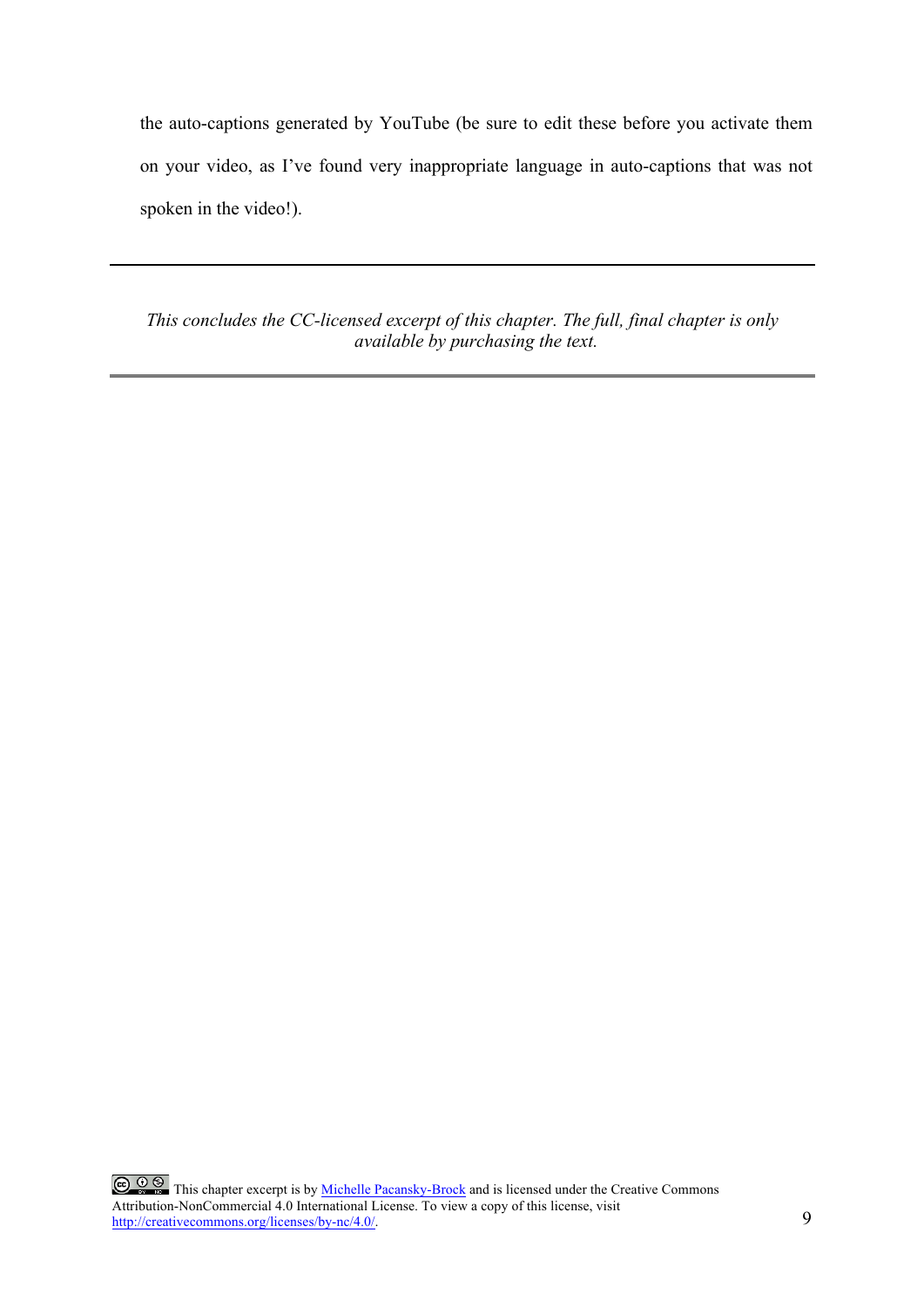the auto-captions generated by YouTube (be sure to edit these before you activate them on your video, as I've found very inappropriate language in auto-captions that was not spoken in the video!).

---

*This concludes the CC-licensed excerpt of this chapter. The full, final chapter is only available by purchasing the text.*

---

This chapter excerpt is by [Michelle Pacansky-Brock](#) and is licensed under the Creative Commons Attribution-NonCommercial 4.0 International License. To view a copy of this license, visit [http://creativecommons.org/licenses/by-nc/4.0/](http://creativecommons.org/licenses/by-nc/4.0/).